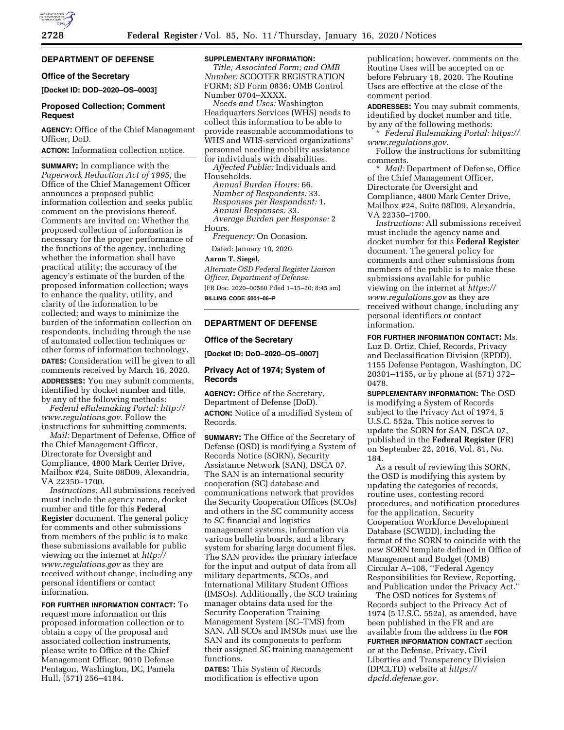## DEPARTMENT OF DEFENSE

### Office of the Secretary

**[Docket ID: DOD–2020–OS–0003]**

### Proposed Collection; Comment Request

**AGENCY:** Office of the Chief Management Officer, DoD.

**ACTION:** Information collection notice.

**SUMMARY:** In compliance with the *Paperwork Reduction Act of 1995,* the Office of the Chief Management Officer announces a proposed public information collection and seeks public comment on the provisions thereof. Comments are invited on: Whether the proposed collection of information is necessary for the proper performance of the functions of the agency, including whether the information shall have practical utility; the accuracy of the agency's estimate of the burden of the proposed information collection; ways to enhance the quality, utility, and clarity of the information to be collected; and ways to minimize the burden of the information collection on respondents, including through the use of automated collection techniques or other forms of information technology.

**DATES:** Consideration will be given to all comments received by March 16, 2020.

**ADDRESSES:** You may submit comments, identified by docket number and title, by any of the following methods:

*Federal eRulemaking Portal: http://www.regulations.gov.* Follow the instructions for submitting comments.

*Mail:* Department of Defense, Office of the Chief Management Officer, Directorate for Oversight and Compliance, 4800 Mark Center Drive, Mailbox #24, Suite 08D09, Alexandria, VA 22350–1700.

*Instructions:* All submissions received must include the agency name, docket number and title for this **Federal Register** document. The general policy for comments and other submissions from members of the public is to make these submissions available for public viewing on the internet at *http://www.regulations.gov* as they are received without change, including any personal identifiers or contact information.

**FOR FURTHER INFORMATION CONTACT:** To request more information on this proposed information collection or to obtain a copy of the proposal and associated collection instruments, please write to Office of the Chief Management Officer, 9010 Defense Pentagon, Washington, DC, Pamela Hull, (571) 256–4184.

**SUPPLEMENTARY INFORMATION:**

*Title; Associated Form; and OMB Number:* SCOOTER REGISTRATION FORM; SD Form 0836; OMB Control Number 0704–XXXX.

*Needs and Uses:* Washington Headquarters Services (WHS) needs to collect this information to be able to provide reasonable accommodations to WHS and WHS-serviced organizations' personnel needing mobility assistance for individuals with disabilities.

*Affected Public:* Individuals and Households.

*Annual Burden Hours:* 66.

*Number of Respondents:* 33.

*Responses per Respondent:* 1.

*Annual Responses:* 33.

*Average Burden per Response:* 2 Hours.

*Frequency:* On Occasion.

Dated: January 10, 2020.

**Aaron T. Siegel,**

*Alternate OSD Federal Register Liaison Officer, Department of Defense.*

[FR Doc. 2020–00560 Filed 1–15–20; 8:45 am]

**BILLING CODE 5001–06–P**

## DEPARTMENT OF DEFENSE

### Office of the Secretary

**[Docket ID: DoD–2020–OS–0007]**

### Privacy Act of 1974; System of Records

**AGENCY:** Office of the Secretary, Department of Defense (DoD).

**ACTION:** Notice of a modified System of Records.

**SUMMARY:** The Office of the Secretary of Defense (OSD) is modifying a System of Records Notice (SORN), Security Assistance Network (SAN), DSCA 07. The SAN is an international security cooperation (SC) database and communications network that provides the Security Cooperation Offices (SCOs) and others in the SC community access to SC financial and logistics management systems, information via various bulletin boards, and a library system for sharing large document files. The SAN provides the primary interface for the input and output of data from all military departments, SCOs, and International Military Student Offices (IMSOs). Additionally, the SCO training manager obtains data used for the Security Cooperation Training Management System (SC–TMS) from SAN. All SCOs and IMSOs must use the SAN and its components to perform their assigned SC training management functions.

**DATES:** This System of Records modification is effective upon publication; however, comments on the Routine Uses will be accepted on or before February 18, 2020. The Routine Uses are effective at the close of the comment period.

**ADDRESSES:** You may submit comments, identified by docket number and title, by any of the following methods:

* *Federal Rulemaking Portal: https://www.regulations.gov.*

Follow the instructions for submitting comments.

* *Mail:* Department of Defense, Office of the Chief Management Officer, Directorate for Oversight and Compliance, 4800 Mark Center Drive, Mailbox #24, Suite 08D09, Alexandria, VA 22350–1700.

*Instructions:* All submissions received must include the agency name and docket number for this **Federal Register** document. The general policy for comments and other submissions from members of the public is to make these submissions available for public viewing on the internet at *https://www.regulations.gov* as they are received without change, including any personal identifiers or contact information.

**FOR FURTHER INFORMATION CONTACT:** Ms. Luz D. Ortiz, Chief, Records, Privacy and Declassification Division (RPDD), 1155 Defense Pentagon, Washington, DC 20301–1155, or by phone at (571) 372–0478.

**SUPPLEMENTARY INFORMATION:** The OSD is modifying a System of Records subject to the Privacy Act of 1974, 5 U.S.C. 552a. This notice serves to update the SORN for SAN, DSCA 07, published in the **Federal Register** (FR) on September 22, 2016, Vol. 81, No. 184.

As a result of reviewing this SORN, the OSD is modifying this system by updating the categories of records, routine uses, contesting record procedures, and notification procedures for the application, Security Cooperation Workforce Development Database (SCWDD), including the format of the SORN to coincide with the new SORN template defined in Office of Management and Budget (OMB) Circular A–108, ''Federal Agency Responsibilities for Review, Reporting, and Publication under the Privacy Act.''

The OSD notices for Systems of Records subject to the Privacy Act of 1974 (5 U.S.C. 552a), as amended, have been published in the FR and are available from the address in the **FOR FURTHER INFORMATION CONTACT** section or at the Defense, Privacy, Civil Liberties and Transparency Division (DPCLTD) website at *https://dpcld.defense.gov.*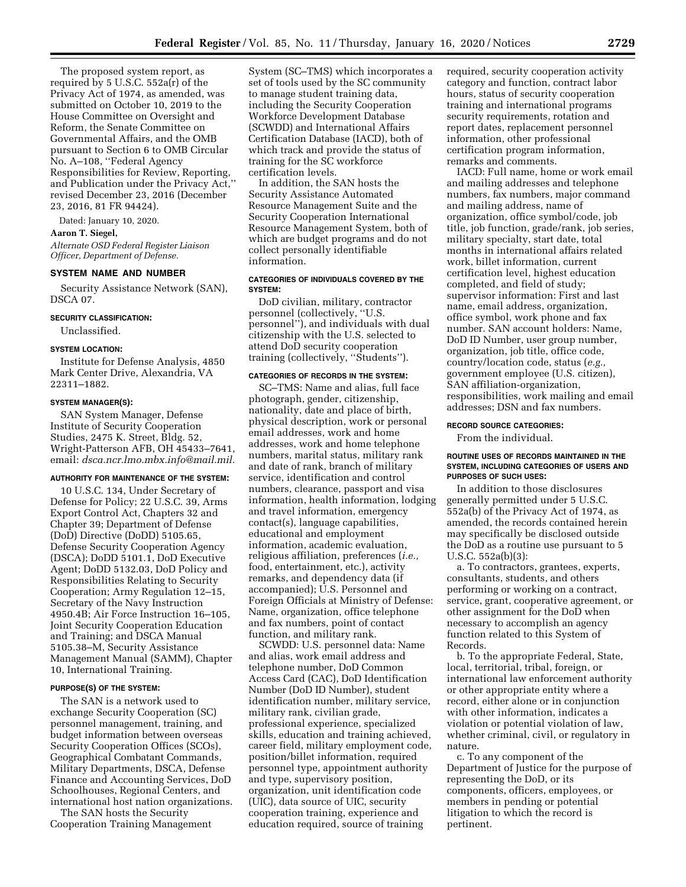The proposed system report, as required by 5 U.S.C. 552a(r) of the Privacy Act of 1974, as amended, was submitted on October 10, 2019 to the House Committee on Oversight and Reform, the Senate Committee on Governmental Affairs, and the OMB pursuant to Section 6 to OMB Circular No. A–108, ''Federal Agency Responsibilities for Review, Reporting, and Publication under the Privacy Act,'' revised December 23, 2016 (December 23, 2016, 81 FR 94424).

Dated: January 10, 2020.

**Aaron T. Siegel,**

*Alternate OSD Federal Register Liaison Officer, Department of Defense.*

### SYSTEM NAME AND NUMBER

Security Assistance Network (SAN), DSCA 07.

### SECURITY CLASSIFICATION:

Unclassified.

### SYSTEM LOCATION:

Institute for Defense Analysis, 4850 Mark Center Drive, Alexandria, VA 22311–1882.

### SYSTEM MANAGER(S):

SAN System Manager, Defense Institute of Security Cooperation Studies, 2475 K. Street, Bldg. 52, Wright-Patterson AFB, OH 45433–7641, email: *dsca.ncr.lmo.mbx.info@mail.mil.*

### AUTHORITY FOR MAINTENANCE OF THE SYSTEM:

10 U.S.C. 134, Under Secretary of Defense for Policy; 22 U.S.C. 39, Arms Export Control Act, Chapters 32 and Chapter 39; Department of Defense (DoD) Directive (DoDD) 5105.65, Defense Security Cooperation Agency (DSCA); DoDD 5101.1, DoD Executive Agent; DoDD 5132.03, DoD Policy and Responsibilities Relating to Security Cooperation; Army Regulation 12–15, Secretary of the Navy Instruction 4950.4B; Air Force Instruction 16–105, Joint Security Cooperation Education and Training; and DSCA Manual 5105.38–M, Security Assistance Management Manual (SAMM), Chapter 10, International Training.

### PURPOSE(S) OF THE SYSTEM:

The SAN is a network used to exchange Security Cooperation (SC) personnel management, training, and budget information between overseas Security Cooperation Offices (SCOs), Geographical Combatant Commands, Military Departments, DSCA, Defense Finance and Accounting Services, DoD Schoolhouses, Regional Centers, and international host nation organizations.

The SAN hosts the Security Cooperation Training Management System (SC–TMS) which incorporates a set of tools used by the SC community to manage student training data, including the Security Cooperation Workforce Development Database (SCWDD) and International Affairs Certification Database (IACD), both of which track and provide the status of training for the SC workforce certification levels.

In addition, the SAN hosts the Security Assistance Automated Resource Management Suite and the Security Cooperation International Resource Management System, both of which are budget programs and do not collect personally identifiable information.

### CATEGORIES OF INDIVIDUALS COVERED BY THE SYSTEM:

DoD civilian, military, contractor personnel (collectively, ''U.S. personnel''), and individuals with dual citizenship with the U.S. selected to attend DoD security cooperation training (collectively, ''Students'').

### CATEGORIES OF RECORDS IN THE SYSTEM:

SC–TMS: Name and alias, full face photograph, gender, citizenship, nationality, date and place of birth, physical description, work or personal email addresses, work and home addresses, work and home telephone numbers, marital status, military rank and date of rank, branch of military service, identification and control numbers, clearance, passport and visa information, health information, lodging and travel information, emergency contact(s), language capabilities, educational and employment information, academic evaluation, religious affiliation, preferences (*i.e.,* food, entertainment, etc.), activity remarks, and dependency data (if accompanied); U.S. Personnel and Foreign Officials at Ministry of Defense: Name, organization, office telephone and fax numbers, point of contact function, and military rank.

SCWDD: U.S. personnel data: Name and alias, work email address and telephone number, DoD Common Access Card (CAC), DoD Identification Number (DoD ID Number), student identification number, military service, military rank, civilian grade, professional experience, specialized skills, education and training achieved, career field, military employment code, position/billet information, required personnel type, appointment authority and type, supervisory position, organization, unit identification code (UIC), data source of UIC, security cooperation training, experience and education required, source of training required, security cooperation activity category and function, contract labor hours, status of security cooperation training and international programs security requirements, rotation and report dates, replacement personnel information, other professional certification program information, remarks and comments.

IACD: Full name, home or work email and mailing addresses and telephone numbers, fax numbers, major command and mailing address, name of organization, office symbol/code, job title, job function, grade/rank, job series, military specialty, start date, total months in international affairs related work, billet information, current certification level, highest education completed, and field of study; supervisor information: First and last name, email address, organization, office symbol, work phone and fax number. SAN account holders: Name, DoD ID Number, user group number, organization, job title, office code, country/location code, status (*e.g.,* government employee (U.S. citizen), SAN affiliation-organization, responsibilities, work mailing and email addresses; DSN and fax numbers.

### RECORD SOURCE CATEGORIES:

From the individual.

### ROUTINE USES OF RECORDS MAINTAINED IN THE SYSTEM, INCLUDING CATEGORIES OF USERS AND PURPOSES OF SUCH USES:

In addition to those disclosures generally permitted under 5 U.S.C. 552a(b) of the Privacy Act of 1974, as amended, the records contained herein may specifically be disclosed outside the DoD as a routine use pursuant to 5 U.S.C. 552a(b)(3):

a. To contractors, grantees, experts, consultants, students, and others performing or working on a contract, service, grant, cooperative agreement, or other assignment for the DoD when necessary to accomplish an agency function related to this System of Records.

b. To the appropriate Federal, State, local, territorial, tribal, foreign, or international law enforcement authority or other appropriate entity where a record, either alone or in conjunction with other information, indicates a violation or potential violation of law, whether criminal, civil, or regulatory in nature.

c. To any component of the Department of Justice for the purpose of representing the DoD, or its components, officers, employees, or members in pending or potential litigation to which the record is pertinent.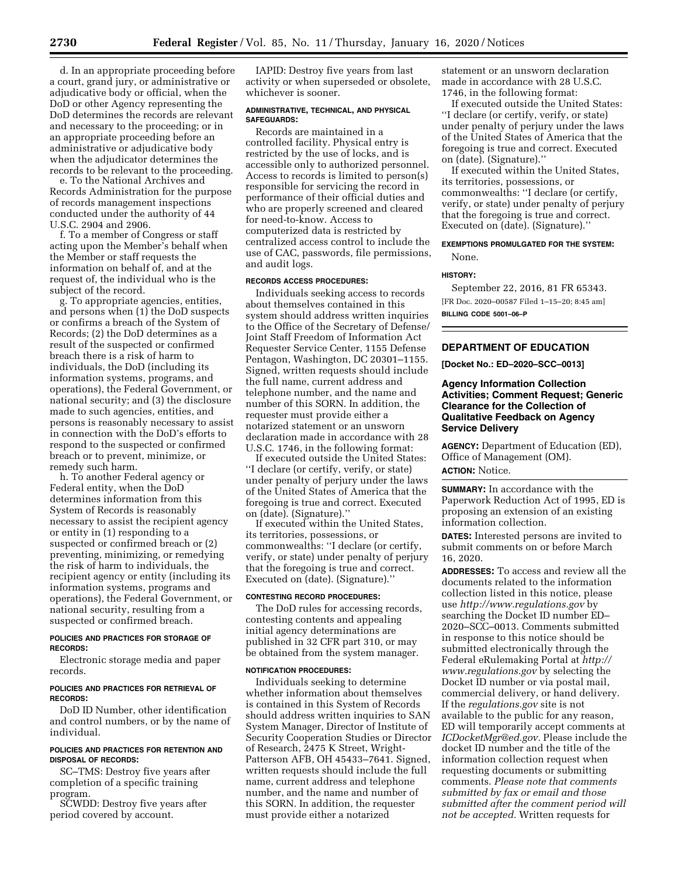d. In an appropriate proceeding before a court, grand jury, or administrative or adjudicative body or official, when the DoD or other Agency representing the DoD determines the records are relevant and necessary to the proceeding; or in an appropriate proceeding before an administrative or adjudicative body when the adjudicator determines the records to be relevant to the proceeding.

e. To the National Archives and Records Administration for the purpose of records management inspections conducted under the authority of 44 U.S.C. 2904 and 2906.

f. To a member of Congress or staff acting upon the Member's behalf when the Member or staff requests the information on behalf of, and at the request of, the individual who is the subject of the record.

g. To appropriate agencies, entities, and persons when (1) the DoD suspects or confirms a breach of the System of Records; (2) the DoD determines as a result of the suspected or confirmed breach there is a risk of harm to individuals, the DoD (including its information systems, programs, and operations), the Federal Government, or national security; and (3) the disclosure made to such agencies, entities, and persons is reasonably necessary to assist in connection with the DoD's efforts to respond to the suspected or confirmed breach or to prevent, minimize, or remedy such harm.

h. To another Federal agency or Federal entity, when the DoD determines information from this System of Records is reasonably necessary to assist the recipient agency or entity in (1) responding to a suspected or confirmed breach or (2) preventing, minimizing, or remedying the risk of harm to individuals, the recipient agency or entity (including its information systems, programs and operations), the Federal Government, or national security, resulting from a suspected or confirmed breach.

**POLICIES AND PRACTICES FOR STORAGE OF RECORDS:**

Electronic storage media and paper records.

**POLICIES AND PRACTICES FOR RETRIEVAL OF RECORDS:**

DoD ID Number, other identification and control numbers, or by the name of individual.

**POLICIES AND PRACTICES FOR RETENTION AND DISPOSAL OF RECORDS:**

SC–TMS: Destroy five years after completion of a specific training program.

SCWDD: Destroy five years after period covered by account.

IAPID: Destroy five years from last activity or when superseded or obsolete, whichever is sooner.

**ADMINISTRATIVE, TECHNICAL, AND PHYSICAL SAFEGUARDS:**

Records are maintained in a controlled facility. Physical entry is restricted by the use of locks, and is accessible only to authorized personnel. Access to records is limited to person(s) responsible for servicing the record in performance of their official duties and who are properly screened and cleared for need-to-know. Access to computerized data is restricted by centralized access control to include the use of CAC, passwords, file permissions, and audit logs.

**RECORDS ACCESS PROCEDURES:**

Individuals seeking access to records about themselves contained in this system should address written inquiries to the Office of the Secretary of Defense/ Joint Staff Freedom of Information Act Requester Service Center, 1155 Defense Pentagon, Washington, DC 20301–1155. Signed, written requests should include the full name, current address and telephone number, and the name and number of this SORN. In addition, the requester must provide either a notarized statement or an unsworn declaration made in accordance with 28 U.S.C. 1746, in the following format:

If executed outside the United States: ''I declare (or certify, verify, or state) under penalty of perjury under the laws of the United States of America that the foregoing is true and correct. Executed on (date). (Signature).''

If executed within the United States, its territories, possessions, or commonwealths: ''I declare (or certify, verify, or state) under penalty of perjury that the foregoing is true and correct. Executed on (date). (Signature).''

**CONTESTING RECORD PROCEDURES:**

The DoD rules for accessing records, contesting contents and appealing initial agency determinations are published in 32 CFR part 310, or may be obtained from the system manager.

**NOTIFICATION PROCEDURES:**

Individuals seeking to determine whether information about themselves is contained in this System of Records should address written inquiries to SAN System Manager, Director of Institute of Security Cooperation Studies or Director of Research, 2475 K Street, Wright-Patterson AFB, OH 45433–7641. Signed, written requests should include the full name, current address and telephone number, and the name and number of this SORN. In addition, the requester must provide either a notarized statement or an unsworn declaration made in accordance with 28 U.S.C. 1746, in the following format:

If executed outside the United States: ''I declare (or certify, verify, or state) under penalty of perjury under the laws of the United States of America that the foregoing is true and correct. Executed on (date). (Signature).''

If executed within the United States, its territories, possessions, or commonwealths: ''I declare (or certify, verify, or state) under penalty of perjury that the foregoing is true and correct. Executed on (date). (Signature).''

**EXEMPTIONS PROMULGATED FOR THE SYSTEM:**

None.

**HISTORY:**

September 22, 2016, 81 FR 65343.

[FR Doc. 2020–00587 Filed 1–15–20; 8:45 am]

**BILLING CODE 5001–06–P**

## DEPARTMENT OF EDUCATION

**[Docket No.: ED–2020–SCC–0013]**

### Agency Information Collection Activities; Comment Request; Generic Clearance for the Collection of Qualitative Feedback on Agency Service Delivery

**AGENCY:** Department of Education (ED), Office of Management (OM).

**ACTION:** Notice.

**SUMMARY:** In accordance with the Paperwork Reduction Act of 1995, ED is proposing an extension of an existing information collection.

**DATES:** Interested persons are invited to submit comments on or before March 16, 2020.

**ADDRESSES:** To access and review all the documents related to the information collection listed in this notice, please use *http://www.regulations.gov* by searching the Docket ID number ED–2020–SCC–0013. Comments submitted in response to this notice should be submitted electronically through the Federal eRulemaking Portal at *http://www.regulations.gov* by selecting the Docket ID number or via postal mail, commercial delivery, or hand delivery. If the *regulations.gov* site is not available to the public for any reason, ED will temporarily accept comments at *ICDocketMgr@ed.gov.* Please include the docket ID number and the title of the information collection request when requesting documents or submitting comments. *Please note that comments submitted by fax or email and those submitted after the comment period will not be accepted.* Written requests for